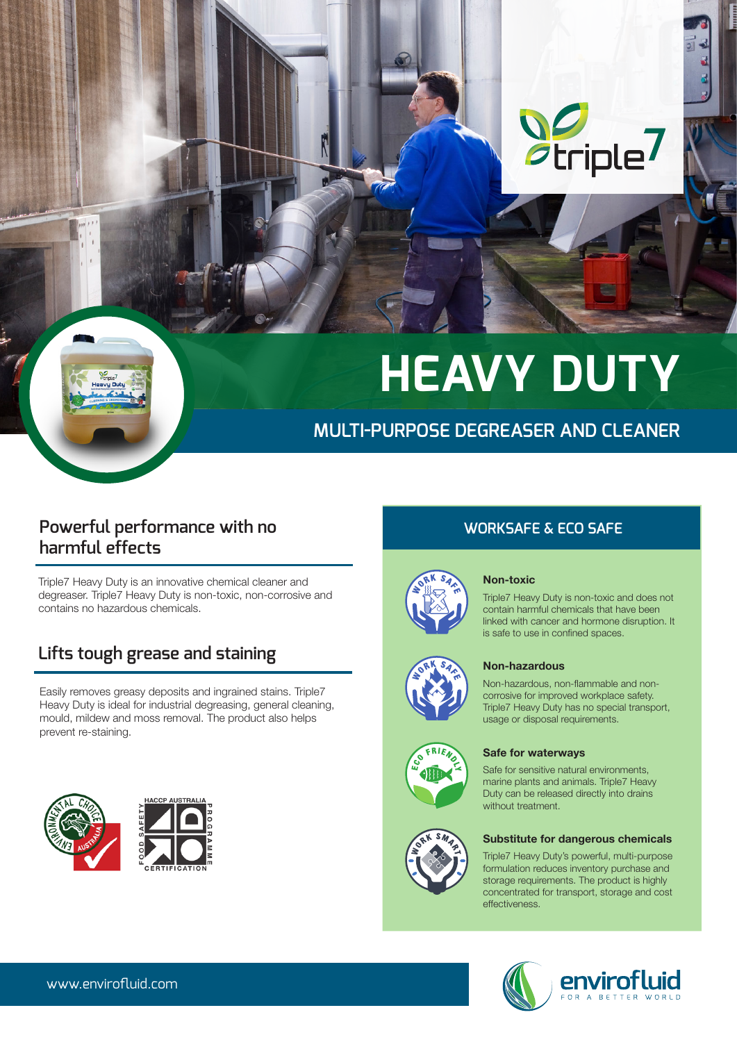# HEAVY DUTY

## MULTI-PURPOSE DEGREASER AND CLEANER

### Powerful performance with no harmful effects

Triple7 Heavy Duty is an innovative chemical cleaner and degreaser. Triple7 Heavy Duty is non-toxic, non-corrosive and contains no hazardous chemicals.

### Lifts tough grease and staining

Easily removes greasy deposits and ingrained stains. Triple7 Heavy Duty is ideal for industrial degreasing, general cleaning, mould, mildew and moss removal. The product also helps prevent re-staining.

## WORKSAFE & ECO SAFE

**Non-toxic**

Triple7 Heavy Duty is non-toxic and does not contain harmful chemicals that have been linked with cancer and hormone disruption. It is safe to use in confined spaces.

**Non-hazardous**

Non-hazardous, non-flammable and non-corrosive for improved workplace safety. Triple7 Heavy Duty has no special transport, usage or disposal requirements.

**Safe for waterways**

Safe for sensitive natural environments, marine plants and animals. Triple7 Heavy Duty can be released directly into drains without treatment.

**Substitute for dangerous chemicals**

Triple7 Heavy Duty's powerful, multi-purpose formulation reduces inventory purchase and storage requirements. The product is highly concentrated for transport, storage and cost effectiveness.

www.envirofluid.com

envirofluid FOR A BETTER WORLD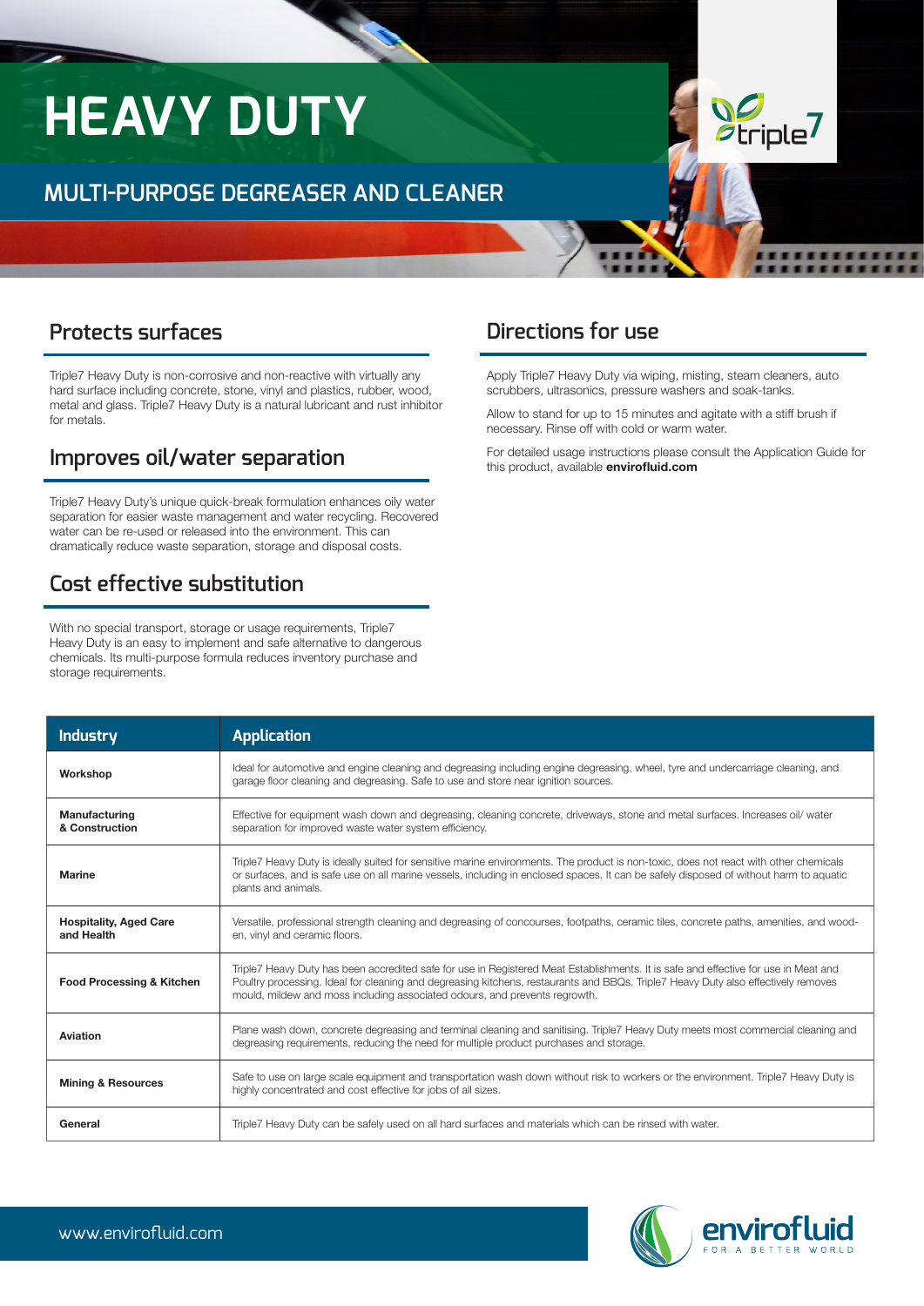# HEAVY DUTY

## MULTI-PURPOSE DEGREASER AND CLEANER

## Protects surfaces

Triple7 Heavy Duty is non-corrosive and non-reactive with virtually any hard surface including concrete, stone, vinyl and plastics, rubber, wood, metal and glass. Triple7 Heavy Duty is a natural lubricant and rust inhibitor for metals.

## Improves oil/water separation

Triple7 Heavy Duty's unique quick-break formulation enhances oily water separation for easier waste management and water recycling. Recovered water can be re-used or released into the environment. This can dramatically reduce waste separation, storage and disposal costs.

## Cost effective substitution

With no special transport, storage or usage requirements, Triple7 Heavy Duty is an easy to implement and safe alternative to dangerous chemicals. Its multi-purpose formula reduces inventory purchase and storage requirements.

## Directions for use

Apply Triple7 Heavy Duty via wiping, misting, steam cleaners, auto scrubbers, ultrasonics, pressure washers and soak-tanks.

Allow to stand for up to 15 minutes and agitate with a stiff brush if necessary. Rinse off with cold or warm water.

For detailed usage instructions please consult the Application Guide for this product, available **envirofluid.com**

| Industry | Application |
|---|---|
| **Workshop** | Ideal for automotive and engine cleaning and degreasing including engine degreasing, wheel, tyre and undercarriage cleaning, and garage floor cleaning and degreasing. Safe to use and store near ignition sources. |
| **Manufacturing & Construction** | Effective for equipment wash down and degreasing, cleaning concrete, driveways, stone and metal surfaces. Increases oil/ water separation for improved waste water system efficiency. |
| **Marine** | Triple7 Heavy Duty is ideally suited for sensitive marine environments. The product is non-toxic, does not react with other chemicals or surfaces, and is safe use on all marine vessels, including in enclosed spaces. It can be safely disposed of without harm to aquatic plants and animals. |
| **Hospitality, Aged Care and Health** | Versatile, professional strength cleaning and degreasing of concourses, footpaths, ceramic tiles, concrete paths, amenities, and wood-en, vinyl and ceramic floors. |
| **Food Processing & Kitchen** | Triple7 Heavy Duty has been accredited safe for use in Registered Meat Establishments. It is safe and effective for use in Meat and Poultry processing. Ideal for cleaning and degreasing kitchens, restaurants and BBQs. Triple7 Heavy Duty also effectively removes mould, mildew and moss including associated odours, and prevents regrowth. |
| **Aviation** | Plane wash down, concrete degreasing and terminal cleaning and sanitising. Triple7 Heavy Duty meets most commercial cleaning and degreasing requirements, reducing the need for multiple product purchases and storage. |
| **Mining & Resources** | Safe to use on large scale equipment and transportation wash down without risk to workers or the environment. Triple7 Heavy Duty is highly concentrated and cost effective for jobs of all sizes. |
| **General** | Triple7 Heavy Duty can be safely used on all hard surfaces and materials which can be rinsed with water. |

www.envirofluid.com

envirofluid FOR A BETTER WORLD